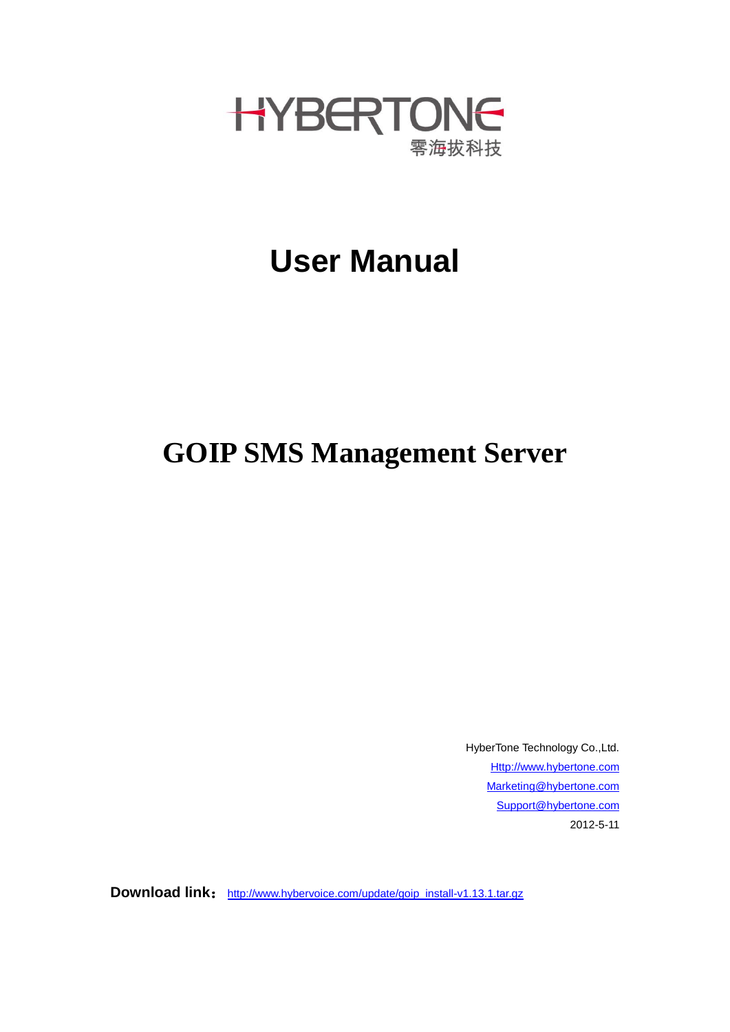HYBERTONE
零海拔科技

# User Manual

# GOIP SMS Management Server

HyberTone Technology Co.,Ltd.
Http://www.hybertone.com
Marketing@hybertone.com
Support@hybertone.com
2012-5-11

**Download link：** http://www.hybervoice.com/update/goip_install-v1.13.1.tar.gz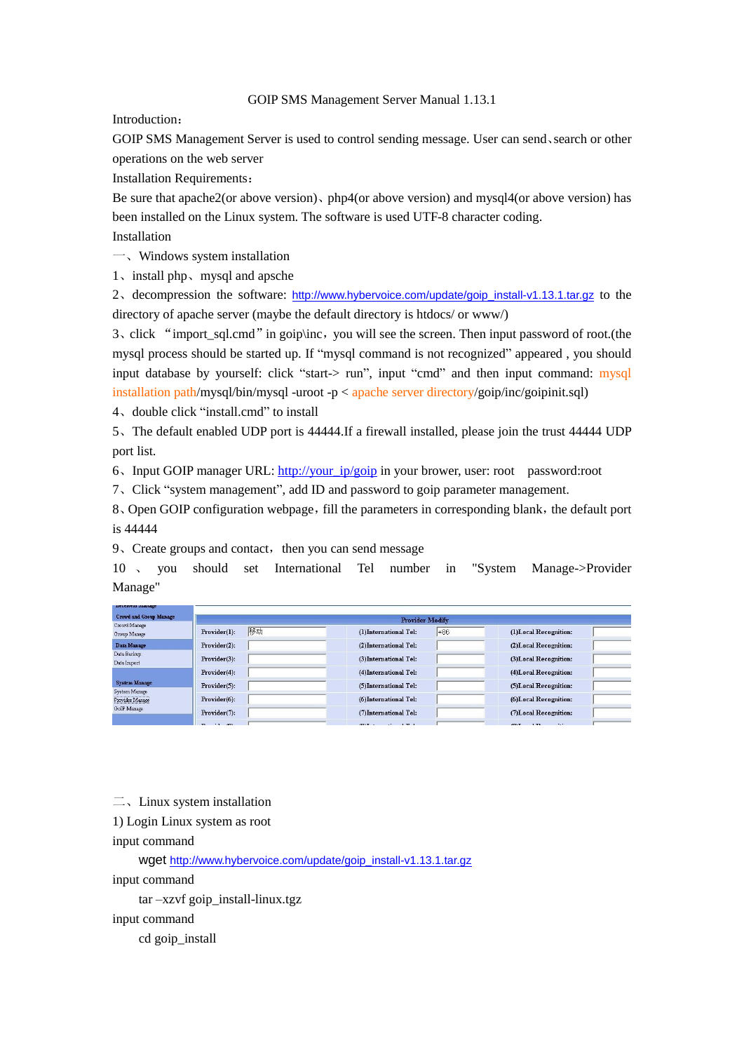# GOIP SMS Management Server Manual 1.13.1

Introduction：

GOIP SMS Management Server is used to control sending message. User can send、search or other operations on the web server

Installation Requirements：

Be sure that apache2(or above version)、php4(or above version) and mysql4(or above version) has been installed on the Linux system. The software is used UTF-8 character coding.

Installation

## 一、Windows system installation

1、install php、mysql and apsche

2、decompression the software: http://www.hybervoice.com/update/goip_install-v1.13.1.tar.gz to the directory of apache server (maybe the default directory is htdocs/ or www/)

3、click "import_sql.cmd" in goip\inc，you will see the screen. Then input password of root.(the mysql process should be started up. If "mysql command is not recognized" appeared , you should input database by yourself: click "start-> run", input "cmd" and then input command: mysql installation path/mysql/bin/mysql -uroot -p < apache server directory/goip/inc/goipinit.sql)

4、double click "install.cmd" to install

5、The default enabled UDP port is 44444.If a firewall installed, please join the trust 44444 UDP port list.

6、Input GOIP manager URL: http://your_ip/goip in your brower, user: root password:root

7、Click "system management", add ID and password to goip parameter management.

8、Open GOIP configuration webpage，fill the parameters in corresponding blank，the default port is 44444

9、Create groups and contact， then you can send message

10、you should set International Tel number in "System Manage->Provider Manage"

## 二、Linux system installation

1) Login Linux system as root

input command

```
wget http://www.hybervoice.com/update/goip_install-v1.13.1.tar.gz
```

input command

```
tar –xzvf goip_install-linux.tgz
```

input command

```
cd goip_install
```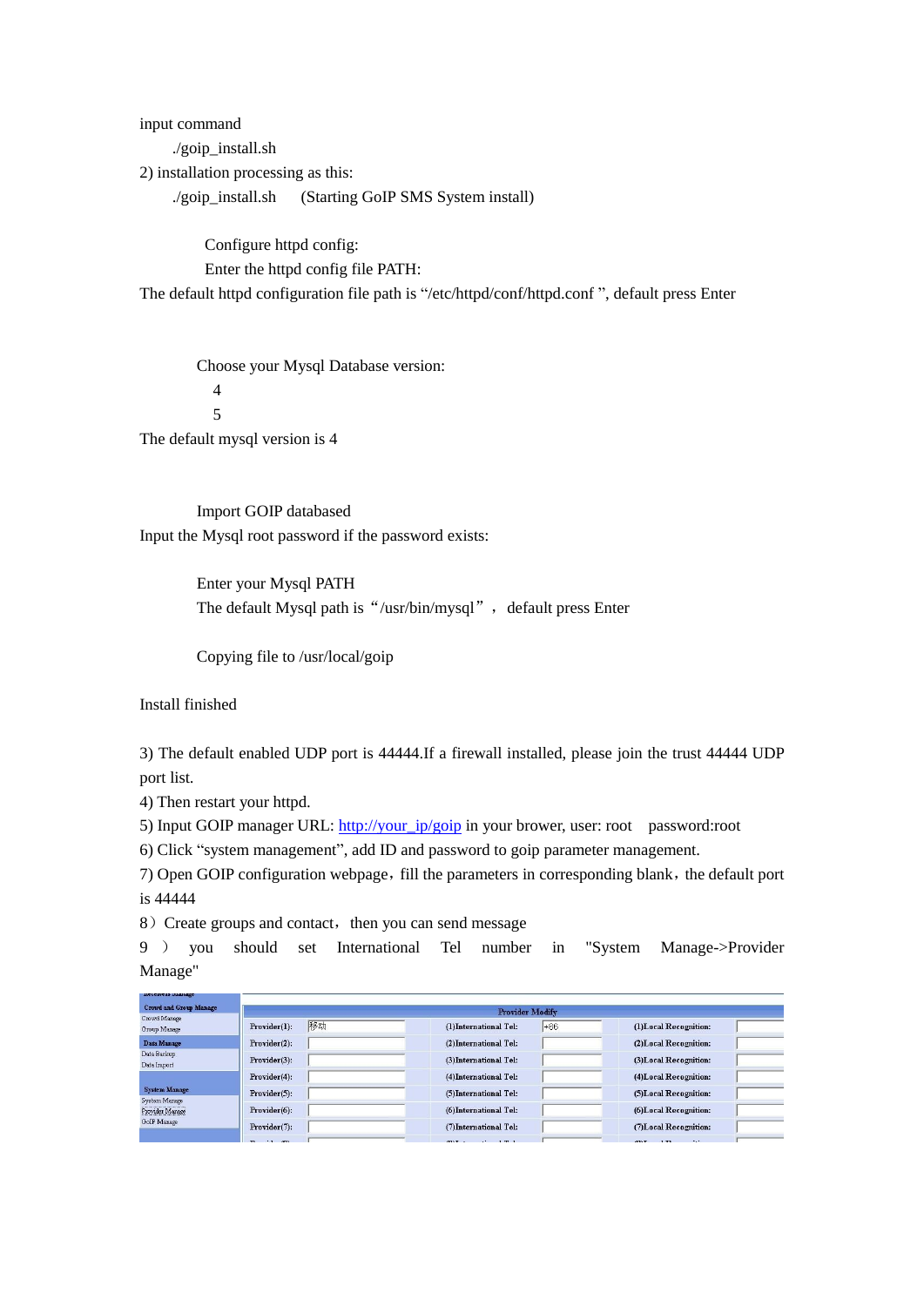input command

./goip_install.sh

2) installation processing as this:

./goip_install.sh  (Starting GoIP SMS System install)

Configure httpd config:

Enter the httpd config file PATH:

The default httpd configuration file path is "/etc/httpd/conf/httpd.conf ", default press Enter

Choose your Mysql Database version:

4

5

The default mysql version is 4

Import GOIP databased

Input the Mysql root password if the password exists:

Enter your Mysql PATH

The default Mysql path is "/usr/bin/mysql", default press Enter

Copying file to /usr/local/goip

Install finished

3) The default enabled UDP port is 44444.If a firewall installed, please join the trust 44444 UDP port list.

4) Then restart your httpd.

5) Input GOIP manager URL: http://your_ip/goip in your brower, user: root  password:root

6) Click "system management", add ID and password to goip parameter management.

7) Open GOIP configuration webpage, fill the parameters in corresponding blank, the default port is 44444

8) Create groups and contact, then you can send message

9) you should set International Tel number in "System Manage->Provider Manage"

| Provider Modify | | | | | |
|---|---|---|---|---|---|
| Provider(1): | 移动 | (1)International Tel: | +86 | (1)Local Recognition: | |
| Provider(2): | | (2)International Tel: | | (2)Local Recognition: | |
| Provider(3): | | (3)International Tel: | | (3)Local Recognition: | |
| Provider(4): | | (4)International Tel: | | (4)Local Recognition: | |
| Provider(5): | | (5)International Tel: | | (5)Local Recognition: | |
| Provider(6): | | (6)International Tel: | | (6)Local Recognition: | |
| Provider(7): | | (7)International Tel: | | (7)Local Recognition: | |